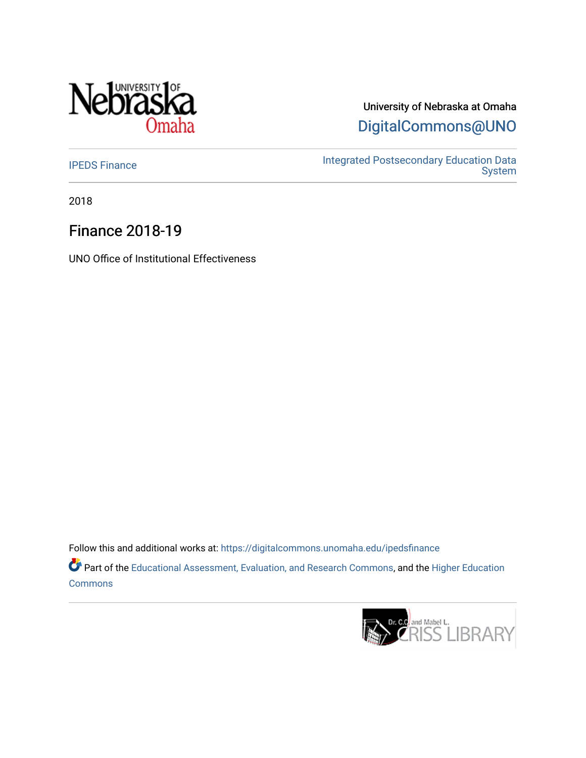University of Nebraska at Omaha

DigitalCommons@UNO

IPEDS Finance

Integrated Postsecondary Education Data System

2018

# Finance 2018-19

UNO Office of Institutional Effectiveness

Follow this and additional works at: https://digitalcommons.unomaha.edu/ipedsfinance

Part of the Educational Assessment, Evaluation, and Research Commons, and the Higher Education Commons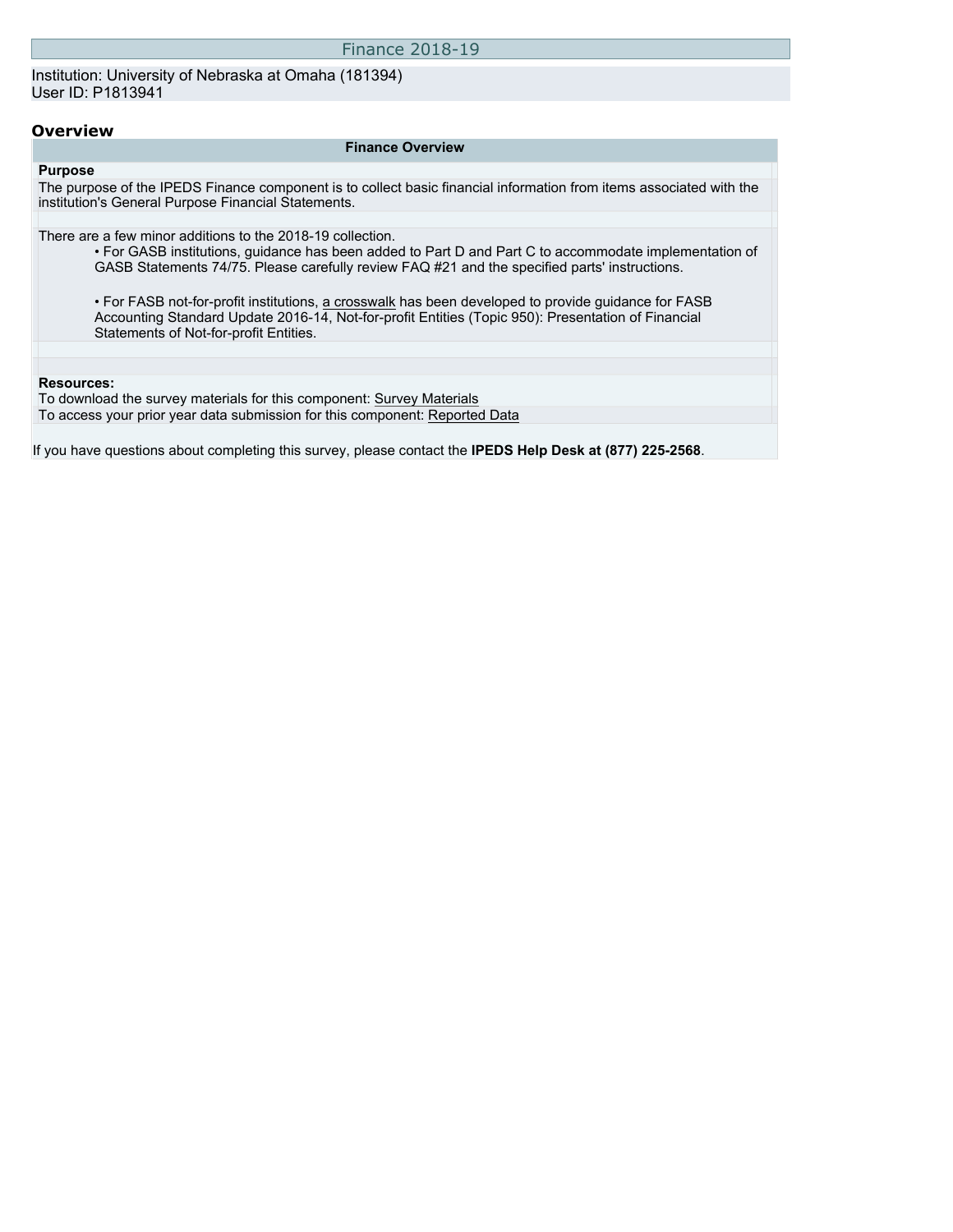# Finance 2018-19

Institution: University of Nebraska at Omaha (181394)
User ID: P1813941

## Overview

### Finance Overview

**Purpose**

The purpose of the IPEDS Finance component is to collect basic financial information from items associated with the institution's General Purpose Financial Statements.

There are a few minor additions to the 2018-19 collection.

- For GASB institutions, guidance has been added to Part D and Part C to accommodate implementation of GASB Statements 74/75. Please carefully review FAQ #21 and the specified parts' instructions.

- For FASB not-for-profit institutions, a crosswalk has been developed to provide guidance for FASB Accounting Standard Update 2016-14, Not-for-profit Entities (Topic 950): Presentation of Financial Statements of Not-for-profit Entities.

**Resources:**

To download the survey materials for this component: Survey Materials

To access your prior year data submission for this component: Reported Data

If you have questions about completing this survey, please contact the **IPEDS Help Desk at (877) 225-2568**.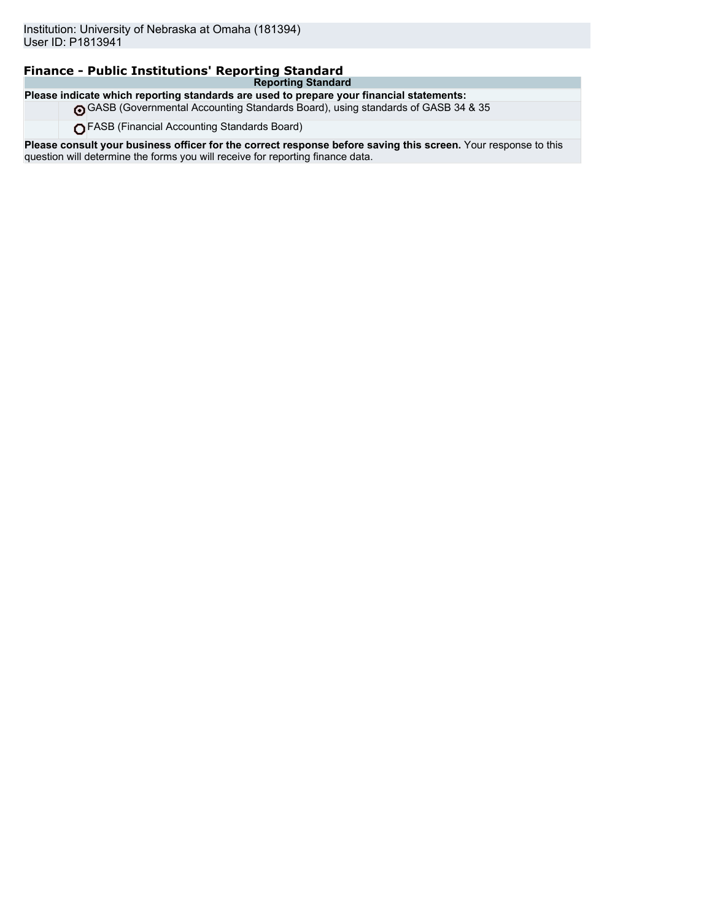Institution: University of Nebraska at Omaha (181394)
User ID: P1813941

## Finance - Public Institutions' Reporting Standard

| Reporting Standard | |
|---|---|
| **Please indicate which reporting standards are used to prepare your financial statements:** | |
| ◉ | GASB (Governmental Accounting Standards Board), using standards of GASB 34 & 35 |
| ○ | FASB (Financial Accounting Standards Board) |

**Please consult your business officer for the correct response before saving this screen.** Your response to this question will determine the forms you will receive for reporting finance data.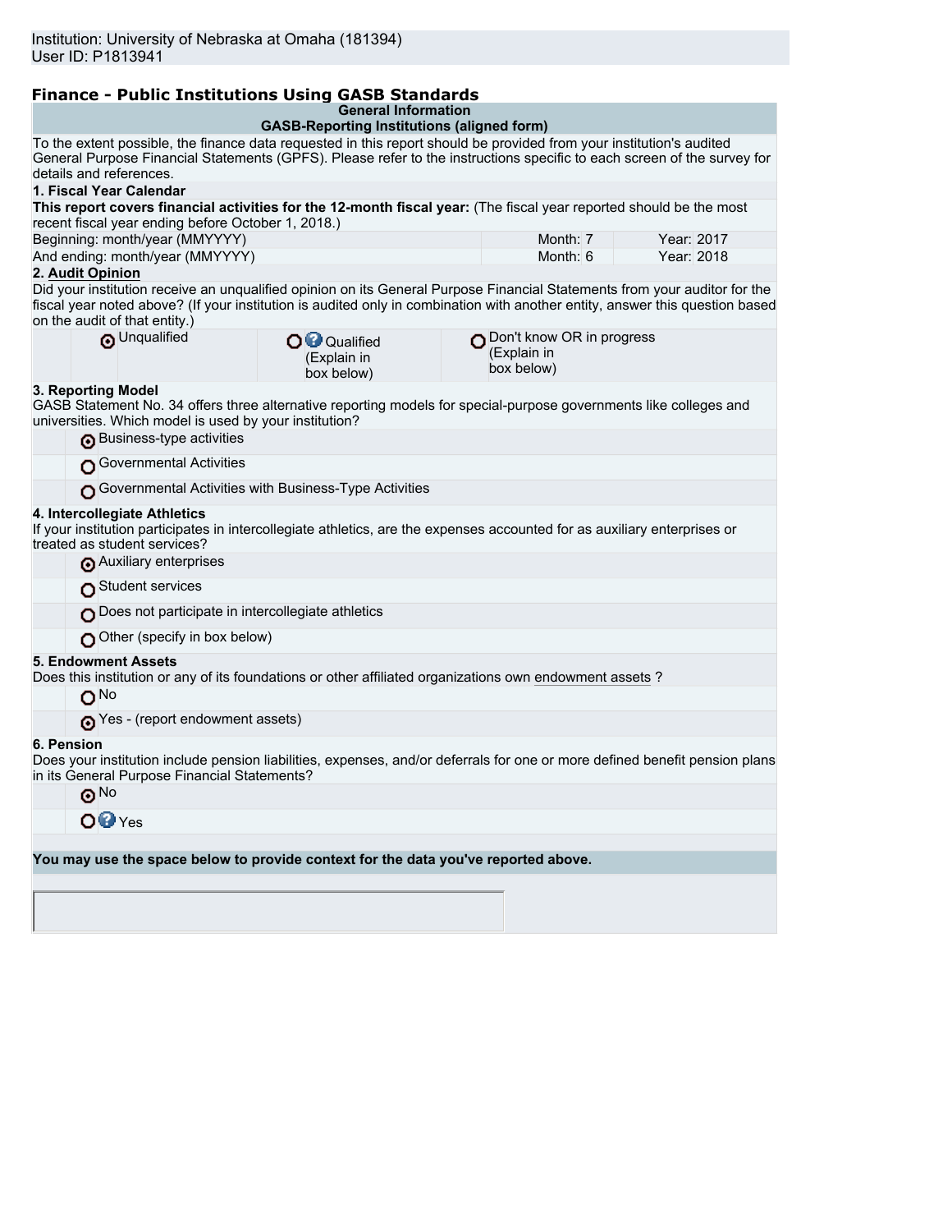Institution: University of Nebraska at Omaha (181394)
User ID: P1813941

## Finance - Public Institutions Using GASB Standards

**General Information**
**GASB-Reporting Institutions (aligned form)**

To the extent possible, the finance data requested in this report should be provided from your institution's audited General Purpose Financial Statements (GPFS). Please refer to the instructions specific to each screen of the survey for details and references.

**1. Fiscal Year Calendar**

**This report covers financial activities for the 12-month fiscal year:** (The fiscal year reported should be the most recent fiscal year ending before October 1, 2018.)

| | | |
|---|---|---|
| Beginning: month/year (MMYYYY) | Month: 7 | Year: 2017 |
| And ending: month/year (MMYYYY) | Month: 6 | Year: 2018 |

**2. Audit Opinion**

Did your institution receive an unqualified opinion on its General Purpose Financial Statements from your auditor for the fiscal year noted above? (If your institution is audited only in combination with another entity, answer this question based on the audit of that entity.)

- (●) Unqualified
- ( ) Qualified (Explain in box below)
- ( ) Don't know OR in progress (Explain in box below)

**3. Reporting Model**

GASB Statement No. 34 offers three alternative reporting models for special-purpose governments like colleges and universities. Which model is used by your institution?

- (●) Business-type activities
- ( ) Governmental Activities
- ( ) Governmental Activities with Business-Type Activities

**4. Intercollegiate Athletics**

If your institution participates in intercollegiate athletics, are the expenses accounted for as auxiliary enterprises or treated as student services?

- (●) Auxiliary enterprises
- ( ) Student services
- ( ) Does not participate in intercollegiate athletics
- ( ) Other (specify in box below)

**5. Endowment Assets**

Does this institution or any of its foundations or other affiliated organizations own endowment assets ?

- ( ) No
- (●) Yes - (report endowment assets)

**6. Pension**

Does your institution include pension liabilities, expenses, and/or deferrals for one or more defined benefit pension plans in its General Purpose Financial Statements?

- (●) No
- ( ) Yes

**You may use the space below to provide context for the data you've reported above.**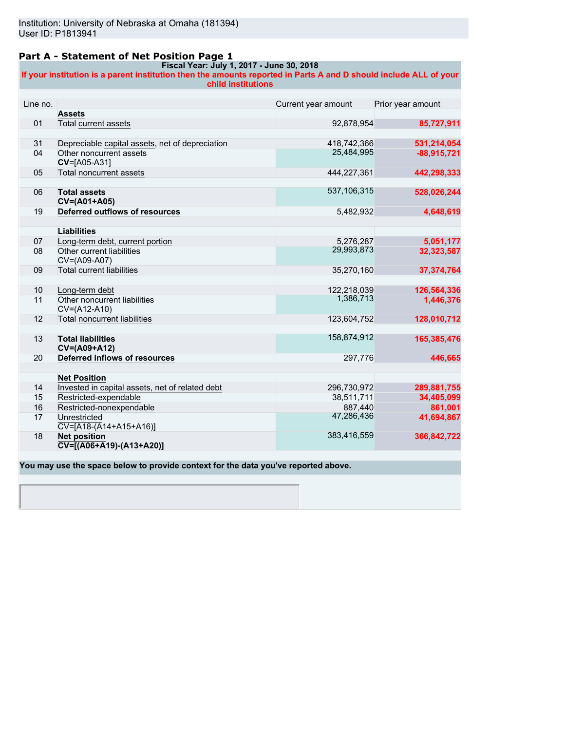Institution: University of Nebraska at Omaha (181394)
User ID: P1813941

## Part A - Statement of Net Position Page 1

**Fiscal Year: July 1, 2017 - June 30, 2018**

**If your institution is a parent institution then the amounts reported in Parts A and D should include ALL of your child institutions**

| Line no. | | Current year amount | Prior year amount |
|---|---|---|---|
| | **Assets** | | |
| 01 | Total current assets | 92,878,954 | 85,727,911 |
| 31 | Depreciable capital assets, net of depreciation | 418,742,366 | 531,214,054 |
| 04 | Other noncurrent assets **CV**=[A05-A31] | 25,484,995 | -88,915,721 |
| 05 | Total noncurrent assets | 444,227,361 | 442,298,333 |
| 06 | **Total assets CV=(A01+A05)** | 537,106,315 | 528,026,244 |
| 19 | **Deferred outflows of resources** | 5,482,932 | 4,648,619 |
| | **Liabilities** | | |
| 07 | Long-term debt, current portion | 5,276,287 | 5,051,177 |
| 08 | Other current liabilities CV=(A09-A07) | 29,993,873 | 32,323,587 |
| 09 | Total current liabilities | 35,270,160 | 37,374,764 |
| 10 | Long-term debt | 122,218,039 | 126,564,336 |
| 11 | Other noncurrent liabilities CV=(A12-A10) | 1,386,713 | 1,446,376 |
| 12 | Total noncurrent liabilities | 123,604,752 | 128,010,712 |
| 13 | **Total liabilities CV=(A09+A12)** | 158,874,912 | 165,385,476 |
| 20 | **Deferred inflows of resources** | 297,776 | 446,665 |
| | **Net Position** | | |
| 14 | Invested in capital assets, net of related debt | 296,730,972 | 289,881,755 |
| 15 | Restricted-expendable | 38,511,711 | 34,405,099 |
| 16 | Restricted-nonexpendable | 887,440 | 861,001 |
| 17 | Unrestricted CV=[A18-(A14+A15+A16)] | 47,286,436 | 41,694,867 |
| 18 | **Net position CV=[(A06+A19)-(A13+A20)]** | 383,416,559 | 366,842,722 |

**You may use the space below to provide context for the data you've reported above.**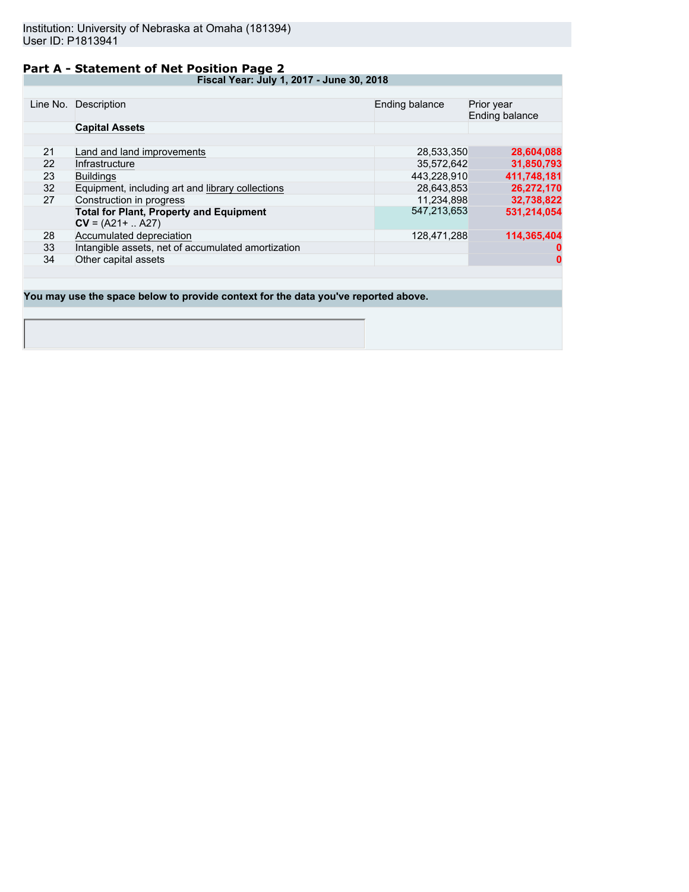Institution: University of Nebraska at Omaha (181394)
User ID: P1813941

## Part A - Statement of Net Position Page 2

**Fiscal Year: July 1, 2017 - June 30, 2018**

| Line No. | Description | Ending balance | Prior year Ending balance |
|---|---|---|---|
| | **Capital Assets** | | |
| 21 | Land and land improvements | 28,533,350 | 28,604,088 |
| 22 | Infrastructure | 35,572,642 | 31,850,793 |
| 23 | Buildings | 443,228,910 | 411,748,181 |
| 32 | Equipment, including art and library collections | 28,643,853 | 26,272,170 |
| 27 | Construction in progress | 11,234,898 | 32,738,822 |
| | **Total for Plant, Property and Equipment** **CV** = (A21+ .. A27) | 547,213,653 | 531,214,054 |
| 28 | Accumulated depreciation | 128,471,288 | 114,365,404 |
| 33 | Intangible assets, net of accumulated amortization | | 0 |
| 34 | Other capital assets | | 0 |

**You may use the space below to provide context for the data you've reported above.**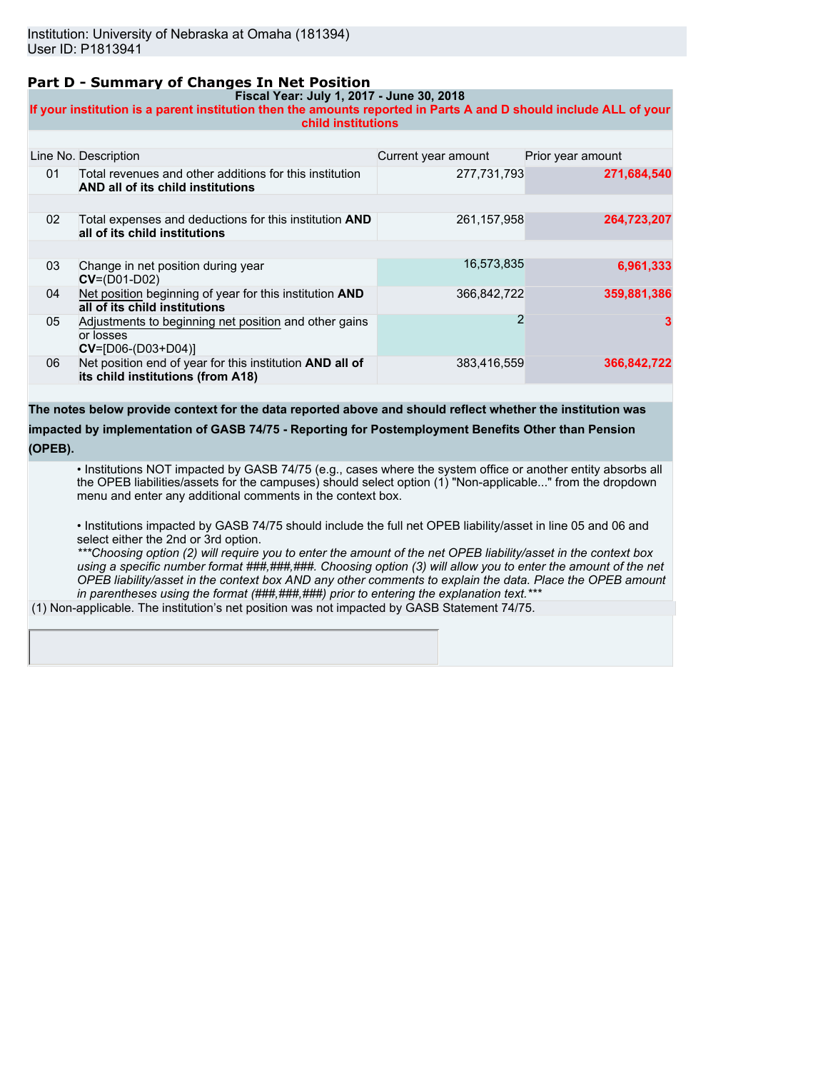Institution: University of Nebraska at Omaha (181394)
User ID: P1813941

## Part D - Summary of Changes In Net Position

**Fiscal Year: July 1, 2017 - June 30, 2018**

**If your institution is a parent institution then the amounts reported in Parts A and D should include ALL of your child institutions**

| Line No. | Description | Current year amount | Prior year amount |
|---|---|---|---|
| 01 | Total revenues and other additions for this institution **AND all of its child institutions** | 277,731,793 | 271,684,540 |
| 02 | Total expenses and deductions for this institution **AND all of its child institutions** | 261,157,958 | 264,723,207 |
| 03 | Change in net position during year **CV**=(D01-D02) | 16,573,835 | 6,961,333 |
| 04 | Net position beginning of year for this institution **AND all of its child institutions** | 366,842,722 | 359,881,386 |
| 05 | Adjustments to beginning net position and other gains or losses **CV**=[D06-(D03+D04)] | 2 | 3 |
| 06 | Net position end of year for this institution **AND all of its child institutions (from A18)** | 383,416,559 | 366,842,722 |

**The notes below provide context for the data reported above and should reflect whether the institution was impacted by implementation of GASB 74/75 - Reporting for Postemployment Benefits Other than Pension (OPEB).**

- Institutions NOT impacted by GASB 74/75 (e.g., cases where the system office or another entity absorbs all the OPEB liabilities/assets for the campuses) should select option (1) "Non-applicable..." from the dropdown menu and enter any additional comments in the context box.

- Institutions impacted by GASB 74/75 should include the full net OPEB liability/asset in line 05 and 06 and select either the 2nd or 3rd option.
*\*\*\*Choosing option (2) will require you to enter the amount of the net OPEB liability/asset in the context box using a specific number format ###,###,###. Choosing option (3) will allow you to enter the amount of the net OPEB liability/asset in the context box AND any other comments to explain the data. Place the OPEB amount in parentheses using the format (###,###,###) prior to entering the explanation text.\*\*\**

(1) Non-applicable. The institution's net position was not impacted by GASB Statement 74/75.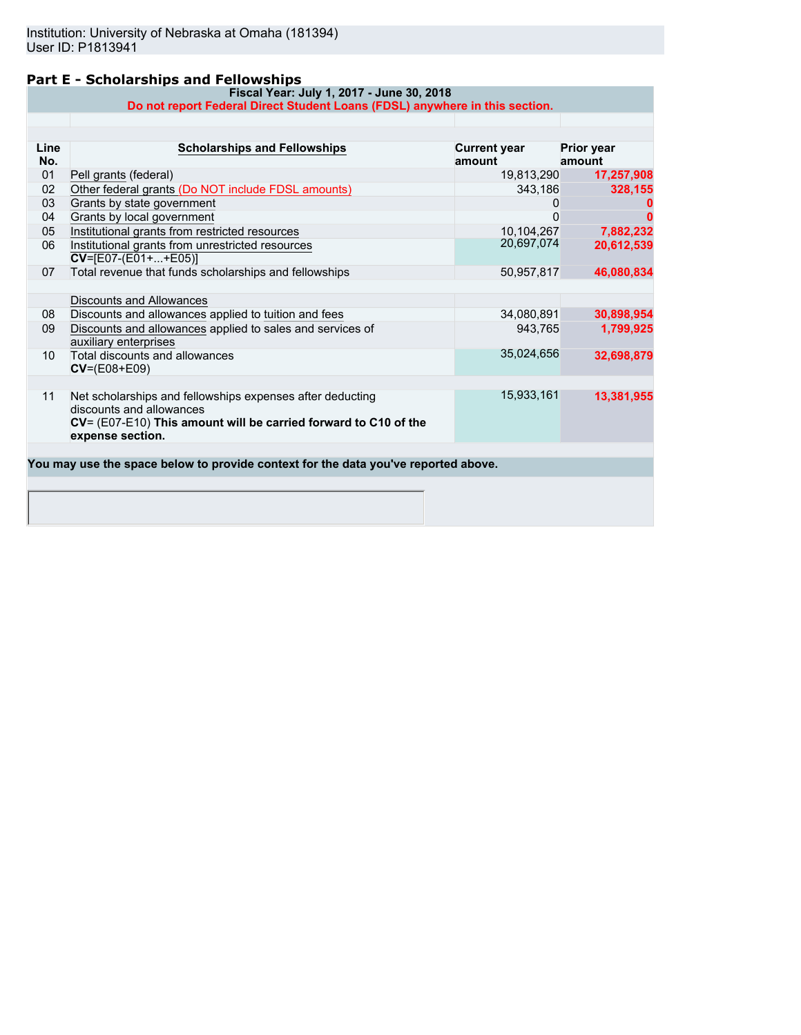Institution: University of Nebraska at Omaha (181394)
User ID: P1813941

## Part E - Scholarships and Fellowships

**Fiscal Year: July 1, 2017 - June 30, 2018**

**Do not report Federal Direct Student Loans (FDSL) anywhere in this section.**

| Line No. | Scholarships and Fellowships | Current year amount | Prior year amount |
|---|---|---|---|
| 01 | Pell grants (federal) | 19,813,290 | 17,257,908 |
| 02 | Other federal grants (Do NOT include FDSL amounts) | 343,186 | 328,155 |
| 03 | Grants by state government | 0 | 0 |
| 04 | Grants by local government | 0 | 0 |
| 05 | Institutional grants from restricted resources | 10,104,267 | 7,882,232 |
| 06 | Institutional grants from unrestricted resources **CV**=[E07-(E01+...+E05)] | 20,697,074 | 20,612,539 |
| 07 | Total revenue that funds scholarships and fellowships | 50,957,817 | 46,080,834 |
| | Discounts and Allowances | | |
| 08 | Discounts and allowances applied to tuition and fees | 34,080,891 | 30,898,954 |
| 09 | Discounts and allowances applied to sales and services of auxiliary enterprises | 943,765 | 1,799,925 |
| 10 | Total discounts and allowances **CV**=(E08+E09) | 35,024,656 | 32,698,879 |
| 11 | Net scholarships and fellowships expenses after deducting discounts and allowances **CV**= (E07-E10) **This amount will be carried forward to C10 of the expense section.** | 15,933,161 | 13,381,955 |

**You may use the space below to provide context for the data you've reported above.**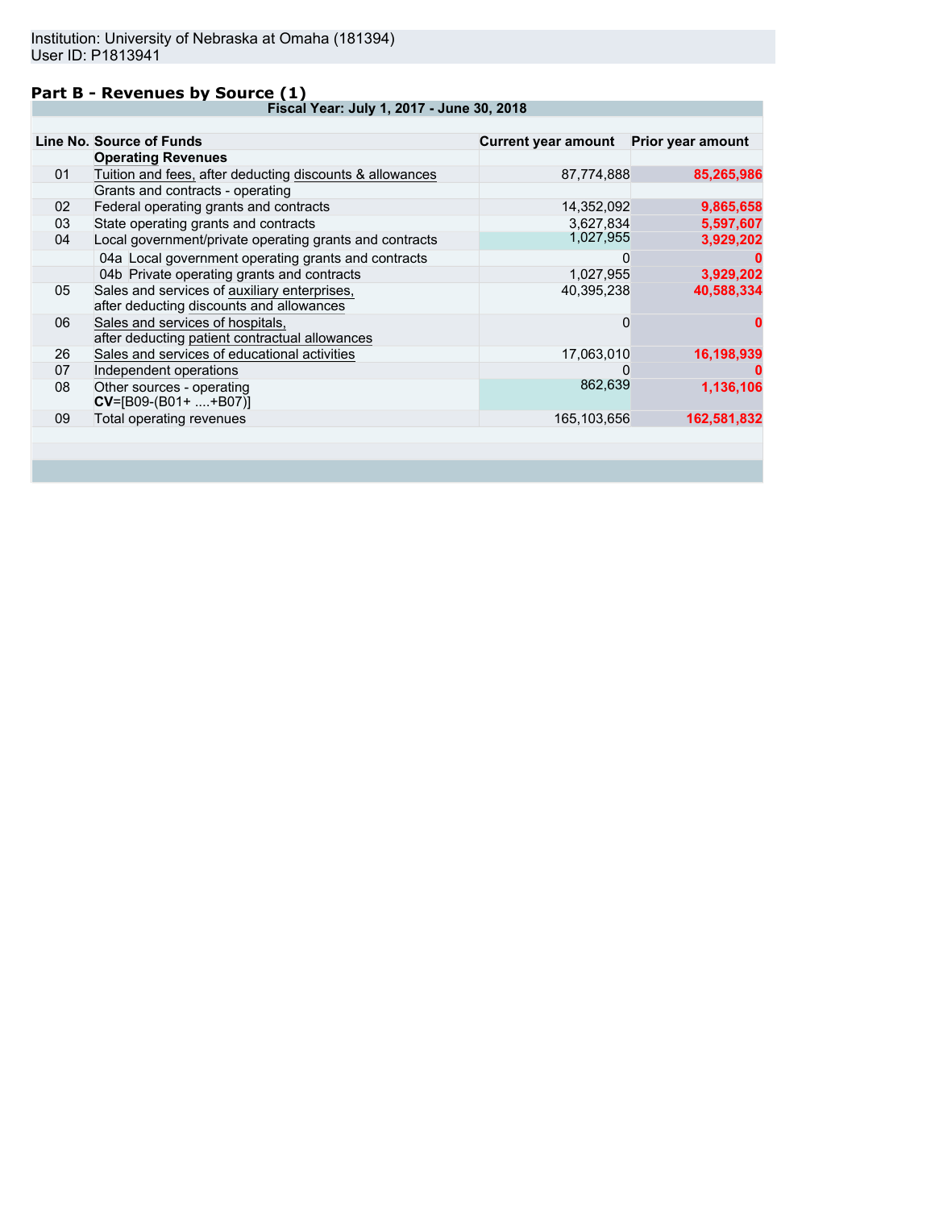Institution: University of Nebraska at Omaha (181394)
User ID: P1813941

## Part B - Revenues by Source (1)

| Line No. | Source of Funds | Current year amount | Prior year amount |
|---|---|---|---|
| | Fiscal Year: July 1, 2017 - June 30, 2018 | | |
| | **Operating Revenues** | | |
| 01 | Tuition and fees, after deducting discounts & allowances | 87,774,888 | **85,265,986** |
| | Grants and contracts - operating | | |
| 02 | Federal operating grants and contracts | 14,352,092 | **9,865,658** |
| 03 | State operating grants and contracts | 3,627,834 | **5,597,607** |
| 04 | Local government/private operating grants and contracts | 1,027,955 | **3,929,202** |
| | 04a Local government operating grants and contracts | 0 | **0** |
| | 04b Private operating grants and contracts | 1,027,955 | **3,929,202** |
| 05 | Sales and services of auxiliary enterprises, after deducting discounts and allowances | 40,395,238 | **40,588,334** |
| 06 | Sales and services of hospitals, after deducting patient contractual allowances | 0 | **0** |
| 26 | Sales and services of educational activities | 17,063,010 | **16,198,939** |
| 07 | Independent operations | 0 | **0** |
| 08 | Other sources - operating **CV**=[B09-(B01+ ....+B07)] | 862,639 | **1,136,106** |
| 09 | Total operating revenues | 165,103,656 | **162,581,832** |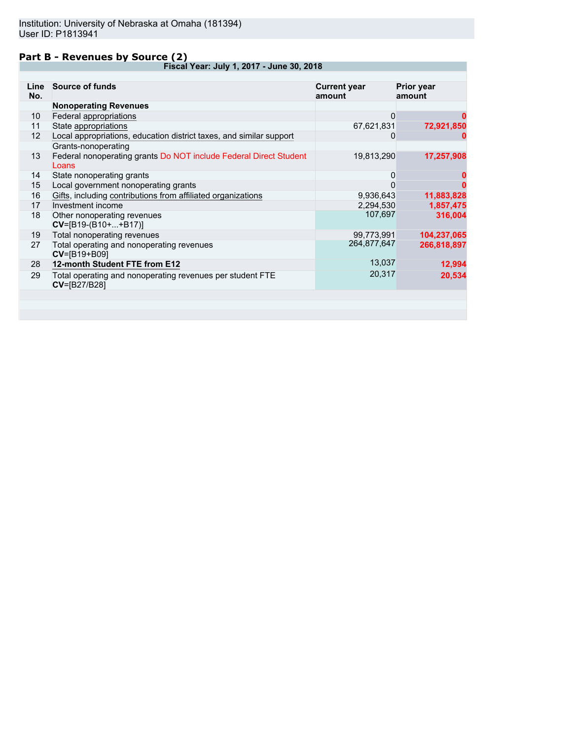Institution: University of Nebraska at Omaha (181394)
User ID: P1813941

## Part B - Revenues by Source (2)

| Line No. | Source of funds | Current year amount | Prior year amount |
|---|---|---|---|
| | **Fiscal Year: July 1, 2017 - June 30, 2018** | | |
| | **Nonoperating Revenues** | | |
| 10 | Federal appropriations | 0 | 0 |
| 11 | State appropriations | 67,621,831 | 72,921,850 |
| 12 | Local appropriations, education district taxes, and similar support | 0 | 0 |
| | Grants-nonoperating | | |
| 13 | Federal nonoperating grants Do NOT include Federal Direct Student Loans | 19,813,290 | 17,257,908 |
| 14 | State nonoperating grants | 0 | 0 |
| 15 | Local government nonoperating grants | 0 | 0 |
| 16 | Gifts, including contributions from affiliated organizations | 9,936,643 | 11,883,828 |
| 17 | Investment income | 2,294,530 | 1,857,475 |
| 18 | Other nonoperating revenues **CV**=[B19-(B10+...+B17)] | 107,697 | 316,004 |
| 19 | Total nonoperating revenues | 99,773,991 | 104,237,065 |
| 27 | Total operating and nonoperating revenues **CV**=[B19+B09] | 264,877,647 | 266,818,897 |
| 28 | **12-month Student FTE from E12** | 13,037 | 12,994 |
| 29 | Total operating and nonoperating revenues per student FTE **CV**=[B27/B28] | 20,317 | 20,534 |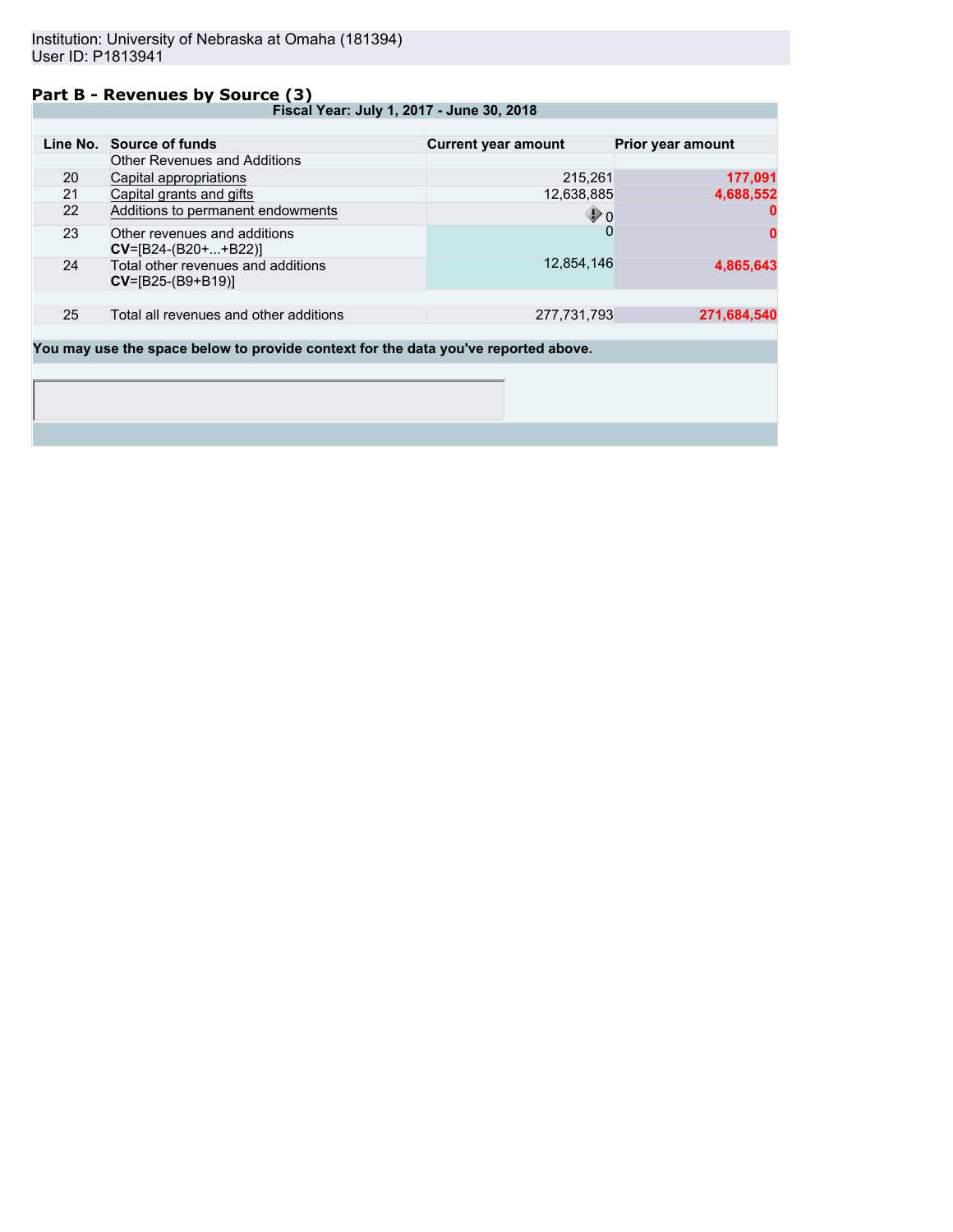Institution: University of Nebraska at Omaha (181394)
User ID: P1813941

## Part B - Revenues by Source (3)

**Fiscal Year: July 1, 2017 - June 30, 2018**

| Line No. | Source of funds | Current year amount | Prior year amount |
|---|---|---|---|
| | Other Revenues and Additions | | |
| 20 | Capital appropriations | 215,261 | 177,091 |
| 21 | Capital grants and gifts | 12,638,885 | 4,688,552 |
| 22 | Additions to permanent endowments | 0 | 0 |
| 23 | Other revenues and additions **CV**=[B24-(B20+...+B22)] | 0 | 0 |
| 24 | Total other revenues and additions **CV**=[B25-(B9+B19)] | 12,854,146 | 4,865,643 |
| 25 | Total all revenues and other additions | 277,731,793 | 271,684,540 |

**You may use the space below to provide context for the data you've reported above.**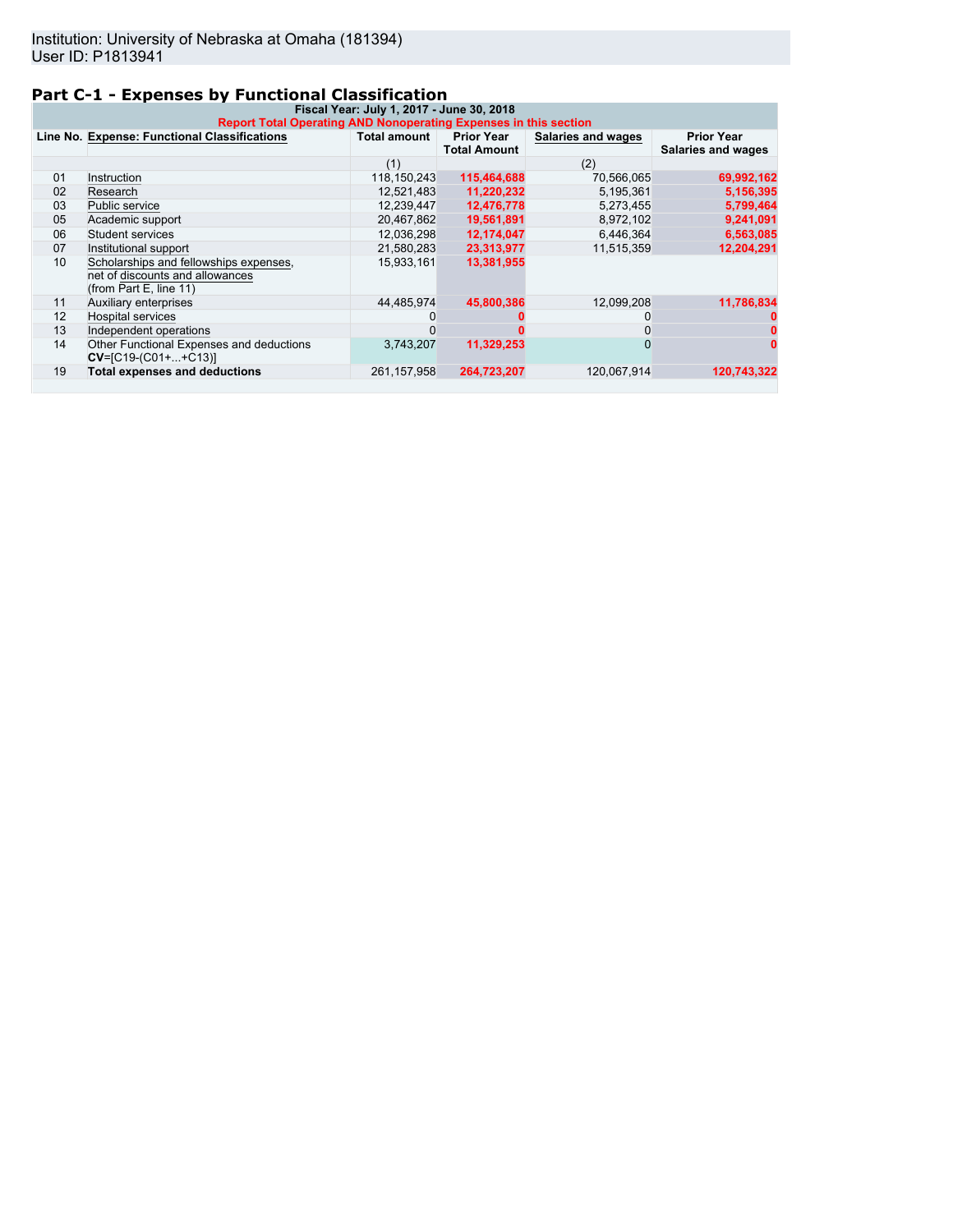Institution: University of Nebraska at Omaha (181394)
User ID: P1813941

## Part C-1 - Expenses by Functional Classification

| Fiscal Year: July 1, 2017 - June 30, 2018 | | | | | |
|---|---|---|---|---|---|
| **Report Total Operating AND Nonoperating Expenses in this section** | | | | | |
| **Line No.** | **Expense: Functional Classifications** | **Total amount** | **Prior Year Total Amount** | **Salaries and wages** | **Prior Year Salaries and wages** |
| | | (1) | | (2) | |
| 01 | Instruction | 118,150,243 | **115,464,688** | 70,566,065 | **69,992,162** |
| 02 | Research | 12,521,483 | **11,220,232** | 5,195,361 | **5,156,395** |
| 03 | Public service | 12,239,447 | **12,476,778** | 5,273,455 | **5,799,464** |
| 05 | Academic support | 20,467,862 | **19,561,891** | 8,972,102 | **9,241,091** |
| 06 | Student services | 12,036,298 | **12,174,047** | 6,446,364 | **6,563,085** |
| 07 | Institutional support | 21,580,283 | **23,313,977** | 11,515,359 | **12,204,291** |
| 10 | Scholarships and fellowships expenses, net of discounts and allowances (from Part E, line 11) | 15,933,161 | **13,381,955** | | |
| 11 | Auxiliary enterprises | 44,485,974 | **45,800,386** | 12,099,208 | **11,786,834** |
| 12 | Hospital services | 0 | **0** | 0 | **0** |
| 13 | Independent operations | 0 | **0** | 0 | **0** |
| 14 | Other Functional Expenses and deductions **CV**=[C19-(C01+...+C13)] | 3,743,207 | **11,329,253** | 0 | **0** |
| 19 | **Total expenses and deductions** | 261,157,958 | **264,723,207** | 120,067,914 | **120,743,322** |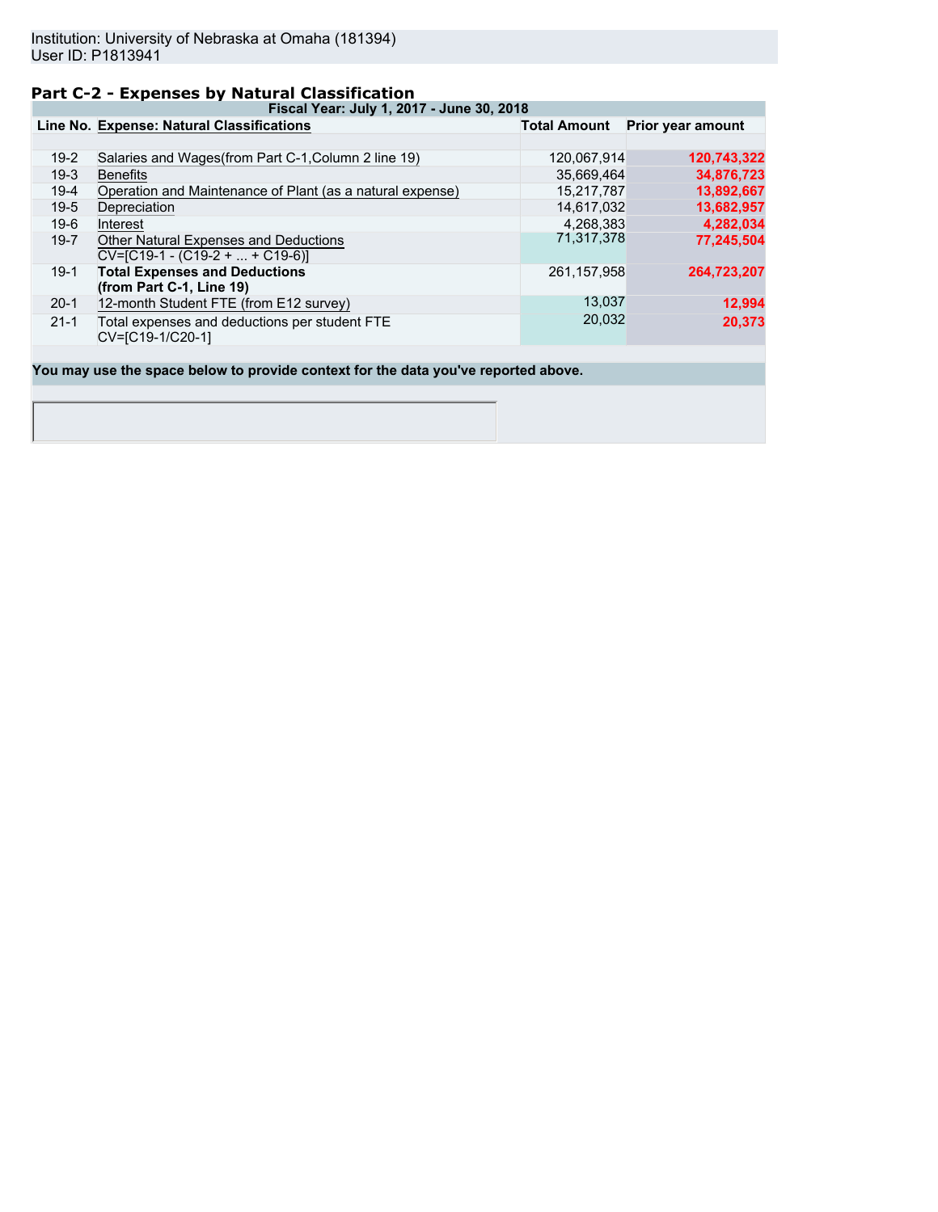Institution: University of Nebraska at Omaha (181394)
User ID: P1813941

## Part C-2 - Expenses by Natural Classification

| Line No. | Expense: Natural Classifications | Total Amount | Prior year amount |
|---|---|---|---|
| | **Fiscal Year: July 1, 2017 - June 30, 2018** | | |
| 19-2 | Salaries and Wages(from Part C-1,Column 2 line 19) | 120,067,914 | **120,743,322** |
| 19-3 | Benefits | 35,669,464 | **34,876,723** |
| 19-4 | Operation and Maintenance of Plant (as a natural expense) | 15,217,787 | **13,892,667** |
| 19-5 | Depreciation | 14,617,032 | **13,682,957** |
| 19-6 | Interest | 4,268,383 | **4,282,034** |
| 19-7 | Other Natural Expenses and Deductions CV=[C19-1 - (C19-2 + ... + C19-6)] | 71,317,378 | **77,245,504** |
| 19-1 | **Total Expenses and Deductions (from Part C-1, Line 19)** | 261,157,958 | **264,723,207** |
| 20-1 | 12-month Student FTE (from E12 survey) | 13,037 | **12,994** |
| 21-1 | Total expenses and deductions per student FTE CV=[C19-1/C20-1] | 20,032 | **20,373** |

**You may use the space below to provide context for the data you've reported above.**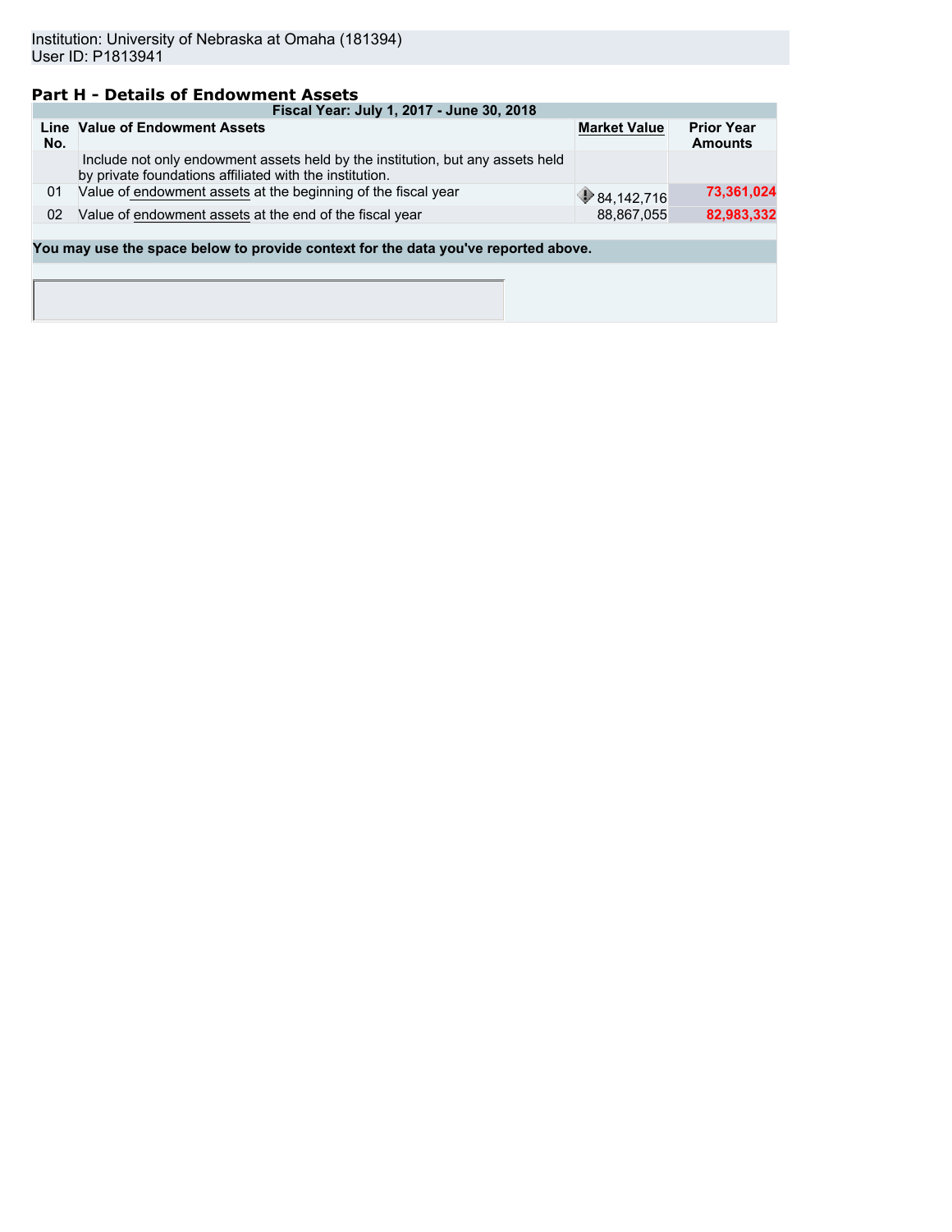Institution: University of Nebraska at Omaha (181394)
User ID: P1813941

## Part H - Details of Endowment Assets

| Line No. | Value of Endowment Assets | Market Value | Prior Year Amounts |
|---|---|---|---|
| | **Fiscal Year: July 1, 2017 - June 30, 2018** | | |
| | Include not only endowment assets held by the institution, but any assets held by private foundations affiliated with the institution. | | |
| 01 | Value of endowment assets at the beginning of the fiscal year | 84,142,716 | **73,361,024** |
| 02 | Value of endowment assets at the end of the fiscal year | 88,867,055 | **82,983,332** |

**You may use the space below to provide context for the data you've reported above.**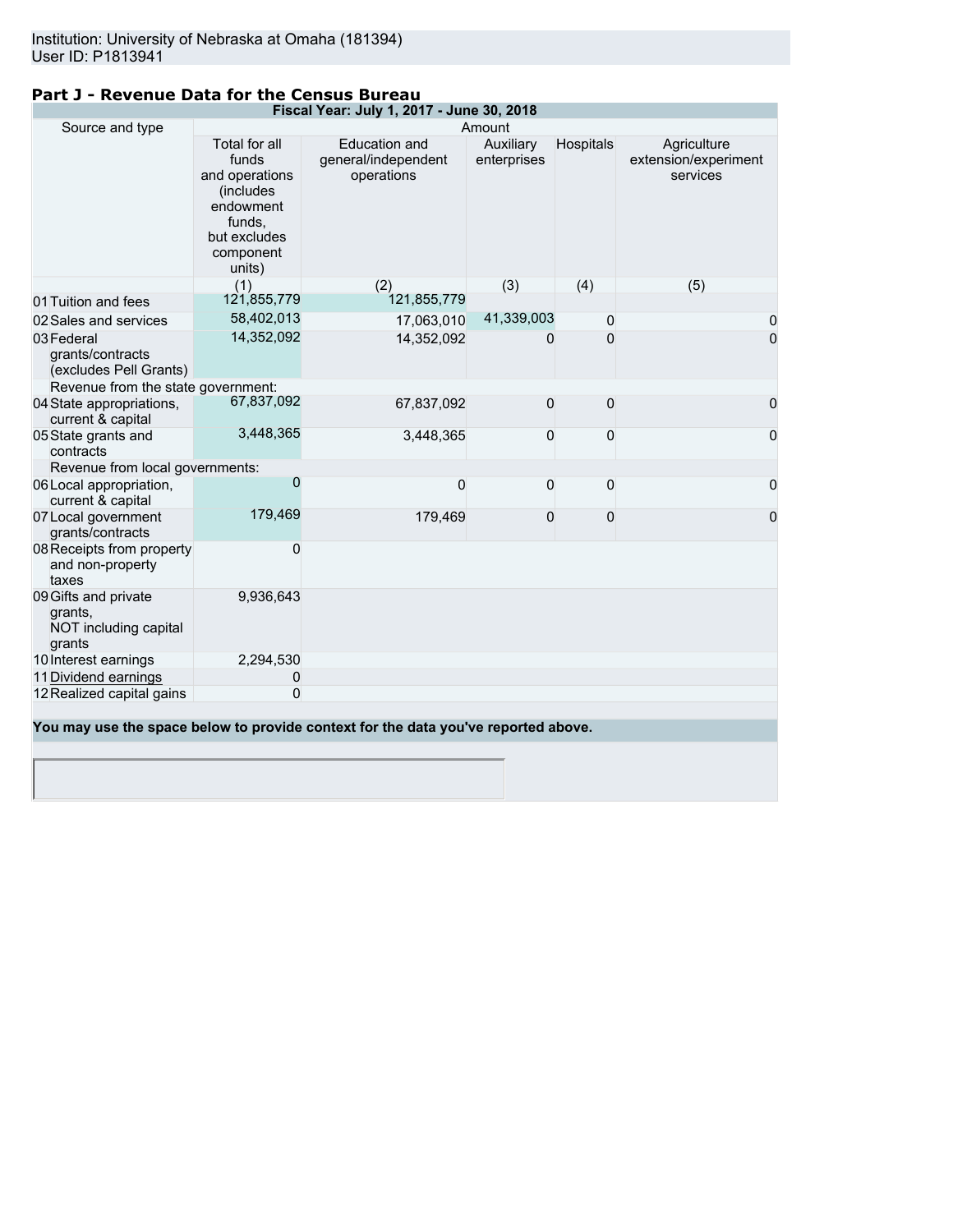Institution: University of Nebraska at Omaha (181394)
User ID: P1813941

## Part J - Revenue Data for the Census Bureau

| Source and type | Amount | | | | |
|---|---|---|---|---|---|
| Fiscal Year: July 1, 2017 - June 30, 2018 | Total for all funds and operations (includes endowment funds, but excludes component units) | Education and general/independent operations | Auxiliary enterprises | Hospitals | Agriculture extension/experiment services |
| | (1) | (2) | (3) | (4) | (5) |
| 01 Tuition and fees | 121,855,779 | 121,855,779 | | | |
| 02 Sales and services | 58,402,013 | 17,063,010 | 41,339,003 | 0 | 0 |
| 03 Federal grants/contracts (excludes Pell Grants) | 14,352,092 | 14,352,092 | 0 | 0 | 0 |
| Revenue from the state government: | | | | | |
| 04 State appropriations, current & capital | 67,837,092 | 67,837,092 | 0 | 0 | 0 |
| 05 State grants and contracts | 3,448,365 | 3,448,365 | 0 | 0 | 0 |
| Revenue from local governments: | | | | | |
| 06 Local appropriation, current & capital | 0 | 0 | 0 | 0 | 0 |
| 07 Local government grants/contracts | 179,469 | 179,469 | 0 | 0 | 0 |
| 08 Receipts from property and non-property taxes | 0 | | | | |
| 09 Gifts and private grants, NOT including capital grants | 9,936,643 | | | | |
| 10 Interest earnings | 2,294,530 | | | | |
| 11 Dividend earnings | 0 | | | | |
| 12 Realized capital gains | 0 | | | | |

**You may use the space below to provide context for the data you've reported above.**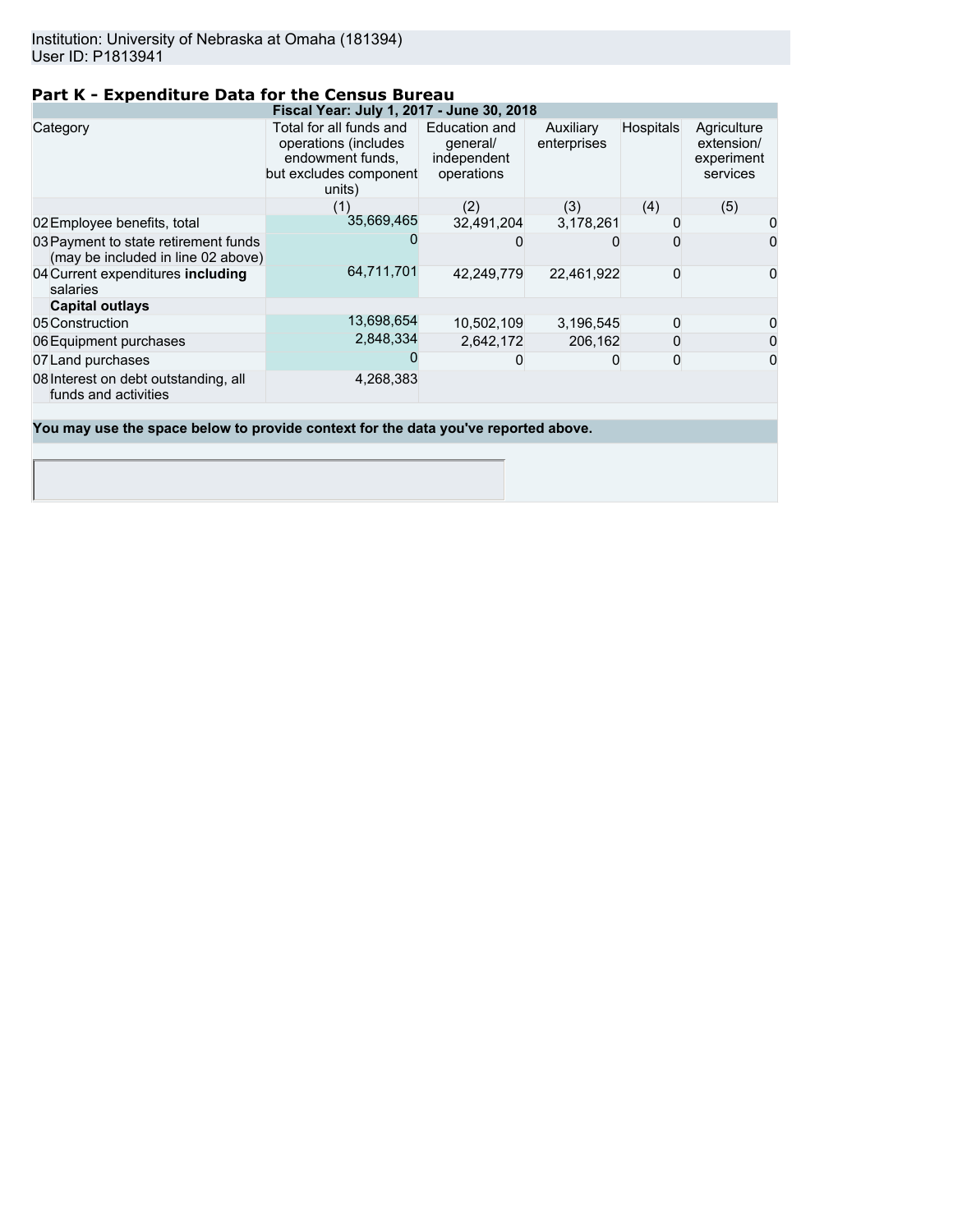Institution: University of Nebraska at Omaha (181394)
User ID: P1813941

## Part K - Expenditure Data for the Census Bureau

| Fiscal Year: July 1, 2017 - June 30, 2018 | | | | | |
|---|---|---|---|---|---|
| Category | Total for all funds and operations (includes endowment funds, but excludes component units) | Education and general/ independent operations | Auxiliary enterprises | Hospitals | Agriculture extension/ experiment services |
| | (1) | (2) | (3) | (4) | (5) |
| 02 Employee benefits, total | 35,669,465 | 32,491,204 | 3,178,261 | 0 | 0 |
| 03 Payment to state retirement funds (may be included in line 02 above) | 0 | 0 | 0 | 0 | 0 |
| 04 Current expenditures **including** salaries | 64,711,701 | 42,249,779 | 22,461,922 | 0 | 0 |
| **Capital outlays** | | | | | |
| 05 Construction | 13,698,654 | 10,502,109 | 3,196,545 | 0 | 0 |
| 06 Equipment purchases | 2,848,334 | 2,642,172 | 206,162 | 0 | 0 |
| 07 Land purchases | 0 | 0 | 0 | 0 | 0 |
| 08 Interest on debt outstanding, all funds and activities | 4,268,383 | | | | |

**You may use the space below to provide context for the data you've reported above.**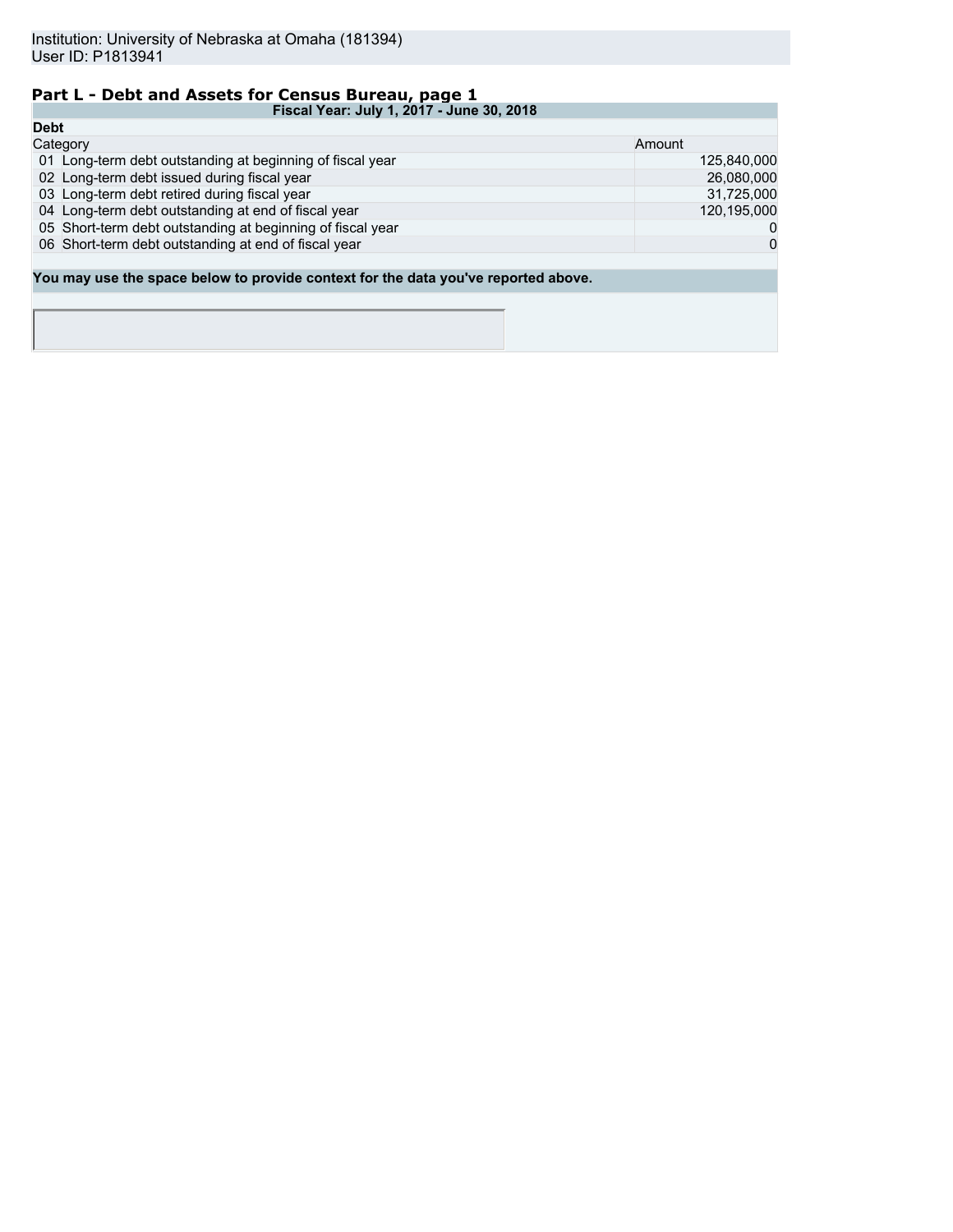Institution: University of Nebraska at Omaha (181394)
User ID: P1813941

## Part L - Debt and Assets for Census Bureau, page 1

| Fiscal Year: July 1, 2017 - June 30, 2018 | |
|---|---|
| **Debt** | |
| Category | Amount |
| 01 Long-term debt outstanding at beginning of fiscal year | 125,840,000 |
| 02 Long-term debt issued during fiscal year | 26,080,000 |
| 03 Long-term debt retired during fiscal year | 31,725,000 |
| 04 Long-term debt outstanding at end of fiscal year | 120,195,000 |
| 05 Short-term debt outstanding at beginning of fiscal year | 0 |
| 06 Short-term debt outstanding at end of fiscal year | 0 |

**You may use the space below to provide context for the data you've reported above.**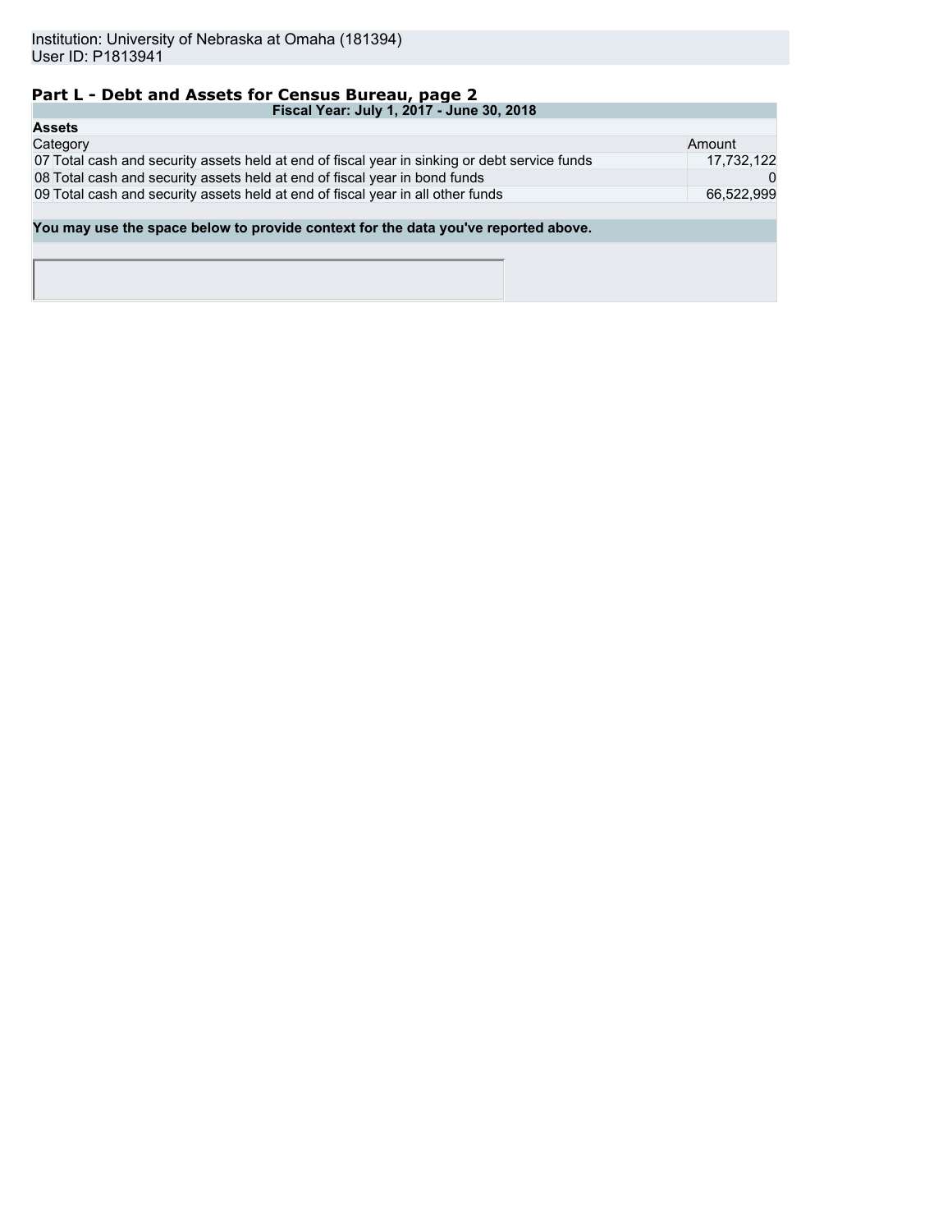Institution: University of Nebraska at Omaha (181394)
User ID: P1813941

## Part L - Debt and Assets for Census Bureau, page 2

| Fiscal Year: July 1, 2017 - June 30, 2018 | | |
|---|---|---|
| **Assets** | | |
| Category | | Amount |
| 07 | Total cash and security assets held at end of fiscal year in sinking or debt service funds | 17,732,122 |
| 08 | Total cash and security assets held at end of fiscal year in bond funds | 0 |
| 09 | Total cash and security assets held at end of fiscal year in all other funds | 66,522,999 |

**You may use the space below to provide context for the data you've reported above.**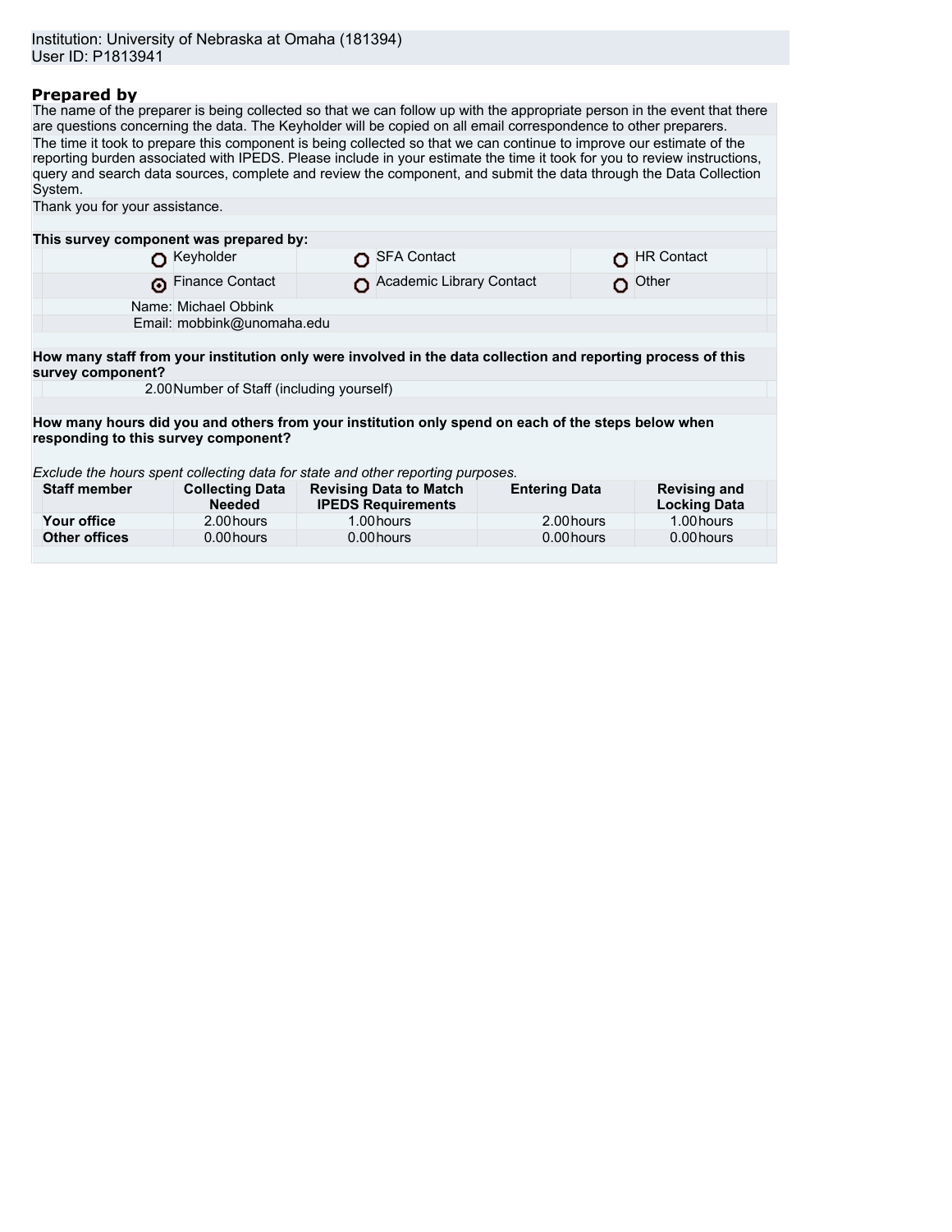Institution: University of Nebraska at Omaha (181394)
User ID: P1813941

## Prepared by

The name of the preparer is being collected so that we can follow up with the appropriate person in the event that there are questions concerning the data. The Keyholder will be copied on all email correspondence to other preparers.

The time it took to prepare this component is being collected so that we can continue to improve our estimate of the reporting burden associated with IPEDS. Please include in your estimate the time it took for you to review instructions, query and search data sources, complete and review the component, and submit the data through the Data Collection System.

Thank you for your assistance.

**This survey component was prepared by:**

| | | |
|---|---|---|
| ○ Keyholder | ○ SFA Contact | ○ HR Contact |
| ⦿ Finance Contact | ○ Academic Library Contact | ○ Other |

Name: Michael Obbink
Email: mobbink@unomaha.edu

**How many staff from your institution only were involved in the data collection and reporting process of this survey component?**

2.00 Number of Staff (including yourself)

**How many hours did you and others from your institution only spend on each of the steps below when responding to this survey component?**

*Exclude the hours spent collecting data for state and other reporting purposes.*

| Staff member | Collecting Data Needed | Revising Data to Match IPEDS Requirements | Entering Data | Revising and Locking Data |
|---|---|---|---|---|
| **Your office** | 2.00 hours | 1.00 hours | 2.00 hours | 1.00 hours |
| **Other offices** | 0.00 hours | 0.00 hours | 0.00 hours | 0.00 hours |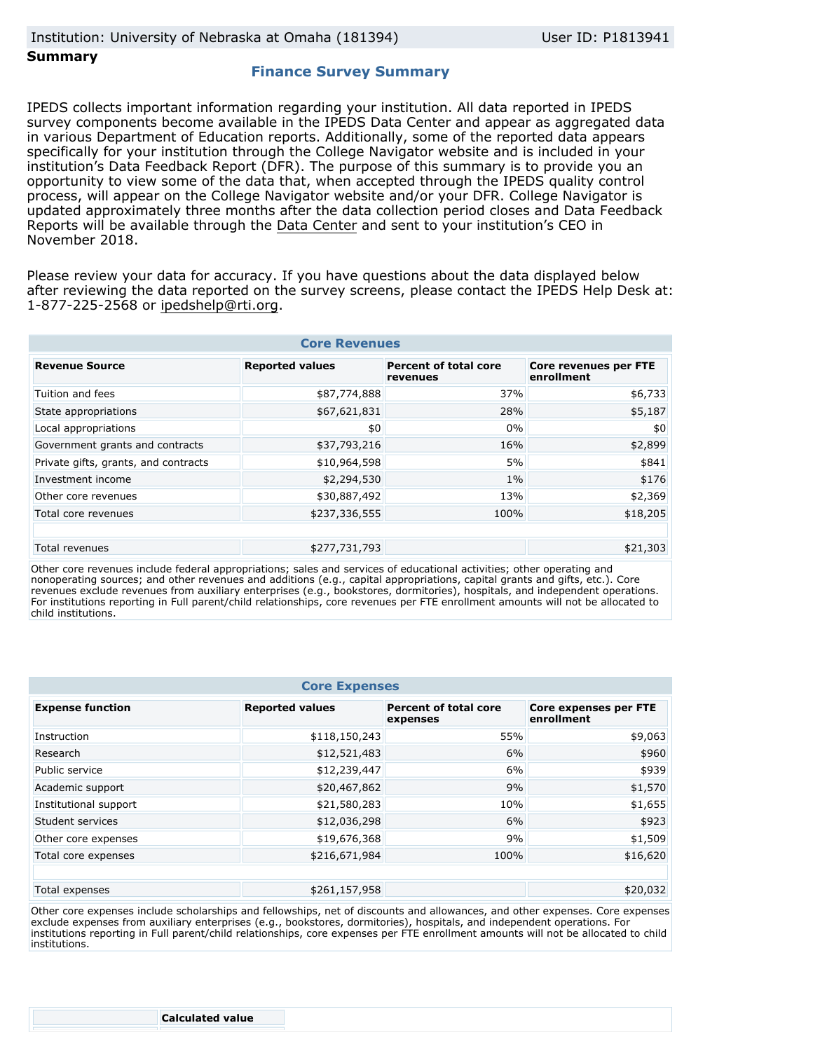Institution: University of Nebraska at Omaha (181394) User ID: P1813941

**Summary**

## Finance Survey Summary

IPEDS collects important information regarding your institution. All data reported in IPEDS survey components become available in the IPEDS Data Center and appear as aggregated data in various Department of Education reports. Additionally, some of the reported data appears specifically for your institution through the College Navigator website and is included in your institution's Data Feedback Report (DFR). The purpose of this summary is to provide you an opportunity to view some of the data that, when accepted through the IPEDS quality control process, will appear on the College Navigator website and/or your DFR. College Navigator is updated approximately three months after the data collection period closes and Data Feedback Reports will be available through the Data Center and sent to your institution's CEO in November 2018.

Please review your data for accuracy. If you have questions about the data displayed below after reviewing the data reported on the survey screens, please contact the IPEDS Help Desk at: 1-877-225-2568 or ipedshelp@rti.org.

### Core Revenues

| Revenue Source | Reported values | Percent of total core revenues | Core revenues per FTE enrollment |
|---|---|---|---|
| Tuition and fees | $87,774,888 | 37% | $6,733 |
| State appropriations | $67,621,831 | 28% | $5,187 |
| Local appropriations | $0 | 0% | $0 |
| Government grants and contracts | $37,793,216 | 16% | $2,899 |
| Private gifts, grants, and contracts | $10,964,598 | 5% | $841 |
| Investment income | $2,294,530 | 1% | $176 |
| Other core revenues | $30,887,492 | 13% | $2,369 |
| Total core revenues | $237,336,555 | 100% | $18,205 |
| | | | |
| Total revenues | $277,731,793 | | $21,303 |

Other core revenues include federal appropriations; sales and services of educational activities; other operating and nonoperating sources; and other revenues and additions (e.g., capital appropriations, capital grants and gifts, etc.). Core revenues exclude revenues from auxiliary enterprises (e.g., bookstores, dormitories), hospitals, and independent operations. For institutions reporting in Full parent/child relationships, core revenues per FTE enrollment amounts will not be allocated to child institutions.

### Core Expenses

| Expense function | Reported values | Percent of total core expenses | Core expenses per FTE enrollment |
|---|---|---|---|
| Instruction | $118,150,243 | 55% | $9,063 |
| Research | $12,521,483 | 6% | $960 |
| Public service | $12,239,447 | 6% | $939 |
| Academic support | $20,467,862 | 9% | $1,570 |
| Institutional support | $21,580,283 | 10% | $1,655 |
| Student services | $12,036,298 | 6% | $923 |
| Other core expenses | $19,676,368 | 9% | $1,509 |
| Total core expenses | $216,671,984 | 100% | $16,620 |
| | | | |
| Total expenses | $261,157,958 | | $20,032 |

Other core expenses include scholarships and fellowships, net of discounts and allowances, and other expenses. Core expenses exclude expenses from auxiliary enterprises (e.g., bookstores, dormitories), hospitals, and independent operations. For institutions reporting in Full parent/child relationships, core expenses per FTE enrollment amounts will not be allocated to child institutions.

| | Calculated value |
|---|---|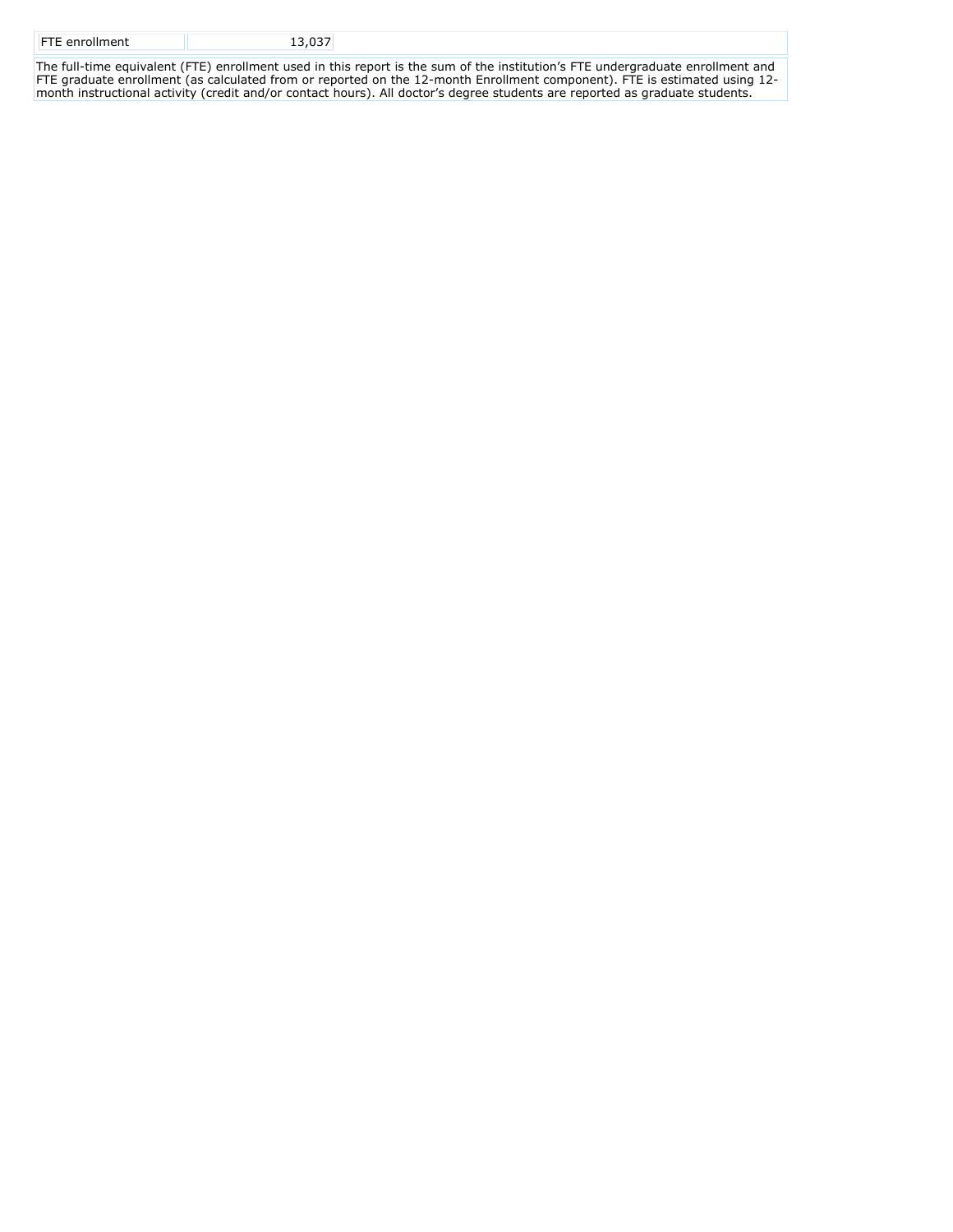| FTE enrollment | 13,037 |
| --- | --- |

The full-time equivalent (FTE) enrollment used in this report is the sum of the institution's FTE undergraduate enrollment and FTE graduate enrollment (as calculated from or reported on the 12-month Enrollment component). FTE is estimated using 12-month instructional activity (credit and/or contact hours). All doctor's degree students are reported as graduate students.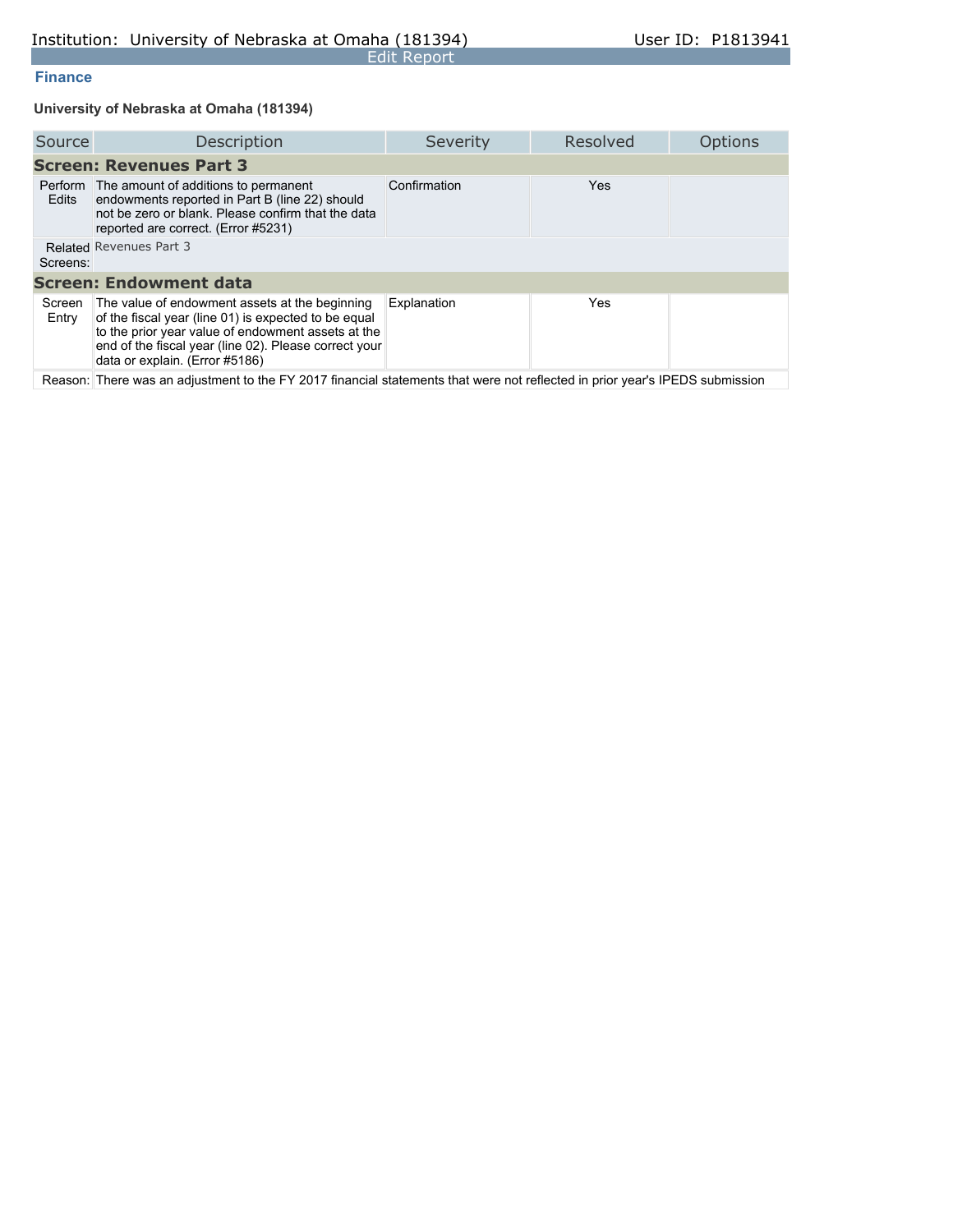Institution: University of Nebraska at Omaha (181394)

User ID: P1813941

Edit Report

## Finance

**University of Nebraska at Omaha (181394)**

| Source | Description | Severity | Resolved | Options |
|---|---|---|---|---|
| **Screen: Revenues Part 3** | | | | |
| Perform Edits | The amount of additions to permanent endowments reported in Part B (line 22) should not be zero or blank. Please confirm that the data reported are correct. (Error #5231) | Confirmation | Yes | |
| Related Screens: | Revenues Part 3 | | | |
| **Screen: Endowment data** | | | | |
| Screen Entry | The value of endowment assets at the beginning of the fiscal year (line 01) is expected to be equal to the prior year value of endowment assets at the end of the fiscal year (line 02). Please correct your data or explain. (Error #5186) | Explanation | Yes | |
| Reason: | There was an adjustment to the FY 2017 financial statements that were not reflected in prior year's IPEDS submission | | | |